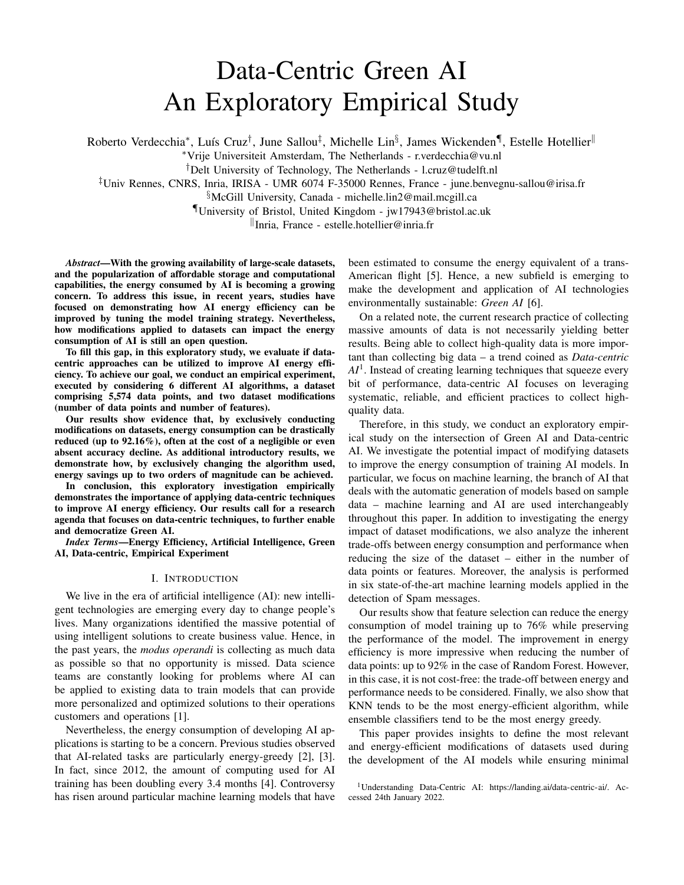# Data-Centric Green AI
# An Exploratory Empirical Study

Roberto Verdecchia[*], Luís Cruz[†], June Sallou[‡], Michelle Lin[§], James Wickenden[¶], Estelle Hotellier[‖]

[*]Vrije Universiteit Amsterdam, The Netherlands - r.verdecchia@vu.nl

[†]Delt University of Technology, The Netherlands - l.cruz@tudelft.nl

[‡]Univ Rennes, CNRS, Inria, IRISA - UMR 6074 F-35000 Rennes, France - june.benvegnu-sallou@irisa.fr

[§]McGill University, Canada - michelle.lin2@mail.mcgill.ca

[¶]University of Bristol, United Kingdom - jw17943@bristol.ac.uk

[‖]Inria, France - estelle.hotellier@inria.fr

***Abstract*—With the growing availability of large-scale datasets, and the popularization of affordable storage and computational capabilities, the energy consumed by AI is becoming a growing concern. To address this issue, in recent years, studies have focused on demonstrating how AI energy efficiency can be improved by tuning the model training strategy. Nevertheless, how modifications applied to datasets can impact the energy consumption of AI is still an open question.**

**To fill this gap, in this exploratory study, we evaluate if data-centric approaches can be utilized to improve AI energy efficiency. To achieve our goal, we conduct an empirical experiment, executed by considering 6 different AI algorithms, a dataset comprising 5,574 data points, and two dataset modifications (number of data points and number of features).**

**Our results show evidence that, by exclusively conducting modifications on datasets, energy consumption can be drastically reduced (up to 92.16%), often at the cost of a negligible or even absent accuracy decline. As additional introductory results, we demonstrate how, by exclusively changing the algorithm used, energy savings up to two orders of magnitude can be achieved.**

**In conclusion, this exploratory investigation empirically demonstrates the importance of applying data-centric techniques to improve AI energy efficiency. Our results call for a research agenda that focuses on data-centric techniques, to further enable and democratize Green AI.**

***Index Terms*—Energy Efficiency, Artificial Intelligence, Green AI, Data-centric, Empirical Experiment**

## I. Introduction

We live in the era of artificial intelligence (AI): new intelligent technologies are emerging every day to change people's lives. Many organizations identified the massive potential of using intelligent solutions to create business value. Hence, in the past years, the *modus operandi* is collecting as much data as possible so that no opportunity is missed. Data science teams are constantly looking for problems where AI can be applied to existing data to train models that can provide more personalized and optimized solutions to their operations customers and operations [1].

Nevertheless, the energy consumption of developing AI applications is starting to be a concern. Previous studies observed that AI-related tasks are particularly energy-greedy [2], [3]. In fact, since 2012, the amount of computing used for AI training has been doubling every 3.4 months [4]. Controversy has risen around particular machine learning models that have been estimated to consume the energy equivalent of a trans-American flight [5]. Hence, a new subfield is emerging to make the development and application of AI technologies environmentally sustainable: *Green AI* [6].

On a related note, the current research practice of collecting massive amounts of data is not necessarily yielding better results. Being able to collect high-quality data is more important than collecting big data – a trend coined as *Data-centric AI*[1]. Instead of creating learning techniques that squeeze every bit of performance, data-centric AI focuses on leveraging systematic, reliable, and efficient practices to collect high-quality data.

Therefore, in this study, we conduct an exploratory empirical study on the intersection of Green AI and Data-centric AI. We investigate the potential impact of modifying datasets to improve the energy consumption of training AI models. In particular, we focus on machine learning, the branch of AI that deals with the automatic generation of models based on sample data – machine learning and AI are used interchangeably throughout this paper. In addition to investigating the energy impact of dataset modifications, we also analyze the inherent trade-offs between energy consumption and performance when reducing the size of the dataset – either in the number of data points or features. Moreover, the analysis is performed in six state-of-the-art machine learning models applied in the detection of Spam messages.

Our results show that feature selection can reduce the energy consumption of model training up to 76% while preserving the performance of the model. The improvement in energy efficiency is more impressive when reducing the number of data points: up to 92% in the case of Random Forest. However, in this case, it is not cost-free: the trade-off between energy and performance needs to be considered. Finally, we also show that KNN tends to be the most energy-efficient algorithm, while ensemble classifiers tend to be the most energy greedy.

This paper provides insights to define the most relevant and energy-efficient modifications of datasets used during the development of the AI models while ensuring minimal

[1]Understanding Data-Centric AI: https://landing.ai/data-centric-ai/. Accessed 24th January 2022.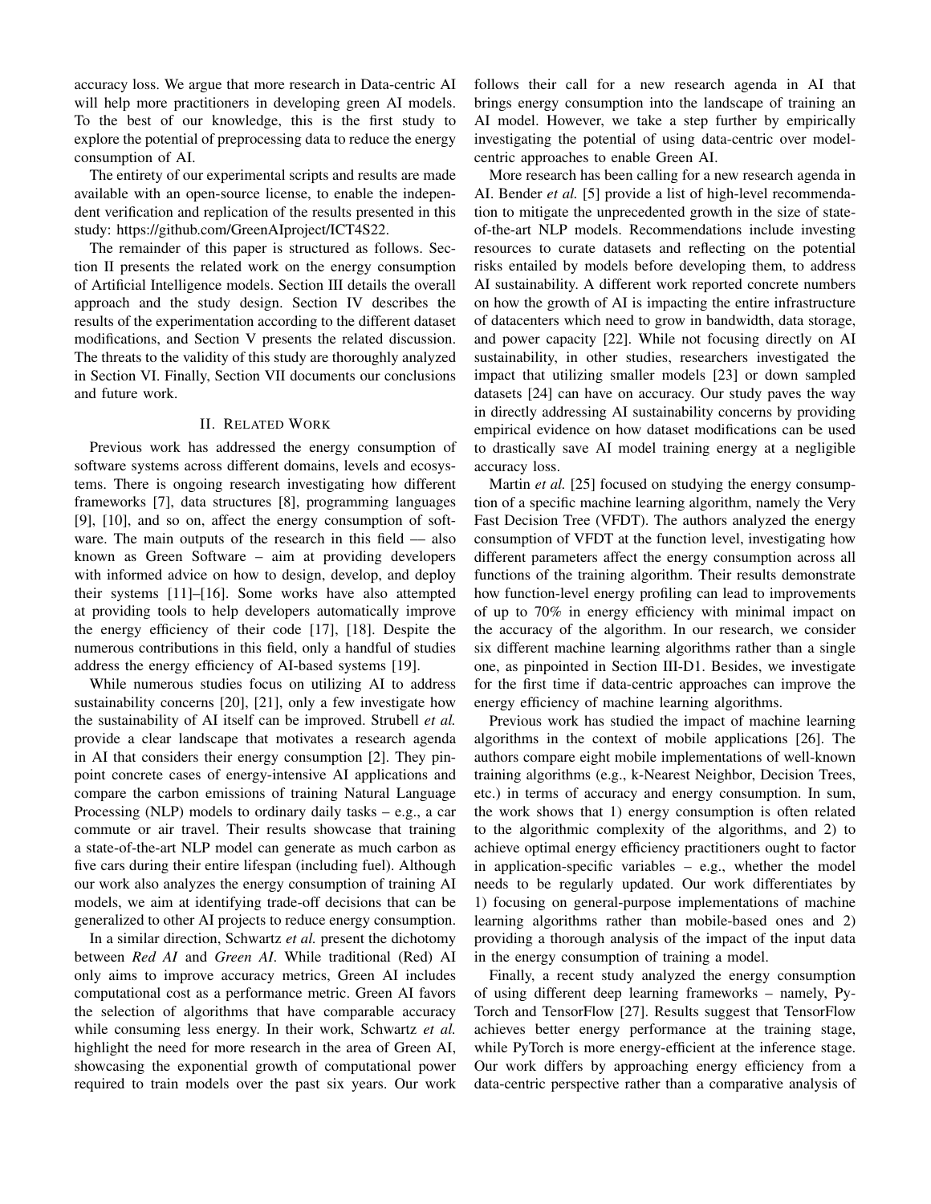accuracy loss. We argue that more research in Data-centric AI will help more practitioners in developing green AI models. To the best of our knowledge, this is the first study to explore the potential of preprocessing data to reduce the energy consumption of AI.

The entirety of our experimental scripts and results are made available with an open-source license, to enable the independent verification and replication of the results presented in this study: https://github.com/GreenAIproject/ICT4S22.

The remainder of this paper is structured as follows. Section II presents the related work on the energy consumption of Artificial Intelligence models. Section III details the overall approach and the study design. Section IV describes the results of the experimentation according to the different dataset modifications, and Section V presents the related discussion. The threats to the validity of this study are thoroughly analyzed in Section VI. Finally, Section VII documents our conclusions and future work.

## II. Related Work

Previous work has addressed the energy consumption of software systems across different domains, levels and ecosystems. There is ongoing research investigating how different frameworks [7], data structures [8], programming languages [9], [10], and so on, affect the energy consumption of software. The main outputs of the research in this field — also known as Green Software – aim at providing developers with informed advice on how to design, develop, and deploy their systems [11]–[16]. Some works have also attempted at providing tools to help developers automatically improve the energy efficiency of their code [17], [18]. Despite the numerous contributions in this field, only a handful of studies address the energy efficiency of AI-based systems [19].

While numerous studies focus on utilizing AI to address sustainability concerns [20], [21], only a few investigate how the sustainability of AI itself can be improved. Strubell *et al.* provide a clear landscape that motivates a research agenda in AI that considers their energy consumption [2]. They pinpoint concrete cases of energy-intensive AI applications and compare the carbon emissions of training Natural Language Processing (NLP) models to ordinary daily tasks – e.g., a car commute or air travel. Their results showcase that training a state-of-the-art NLP model can generate as much carbon as five cars during their entire lifespan (including fuel). Although our work also analyzes the energy consumption of training AI models, we aim at identifying trade-off decisions that can be generalized to other AI projects to reduce energy consumption.

In a similar direction, Schwartz *et al.* present the dichotomy between *Red AI* and *Green AI*. While traditional (Red) AI only aims to improve accuracy metrics, Green AI includes computational cost as a performance metric. Green AI favors the selection of algorithms that have comparable accuracy while consuming less energy. In their work, Schwartz *et al.* highlight the need for more research in the area of Green AI, showcasing the exponential growth of computational power required to train models over the past six years. Our work follows their call for a new research agenda in AI that brings energy consumption into the landscape of training an AI model. However, we take a step further by empirically investigating the potential of using data-centric over model-centric approaches to enable Green AI.

More research has been calling for a new research agenda in AI. Bender *et al.* [5] provide a list of high-level recommendation to mitigate the unprecedented growth in the size of state-of-the-art NLP models. Recommendations include investing resources to curate datasets and reflecting on the potential risks entailed by models before developing them, to address AI sustainability. A different work reported concrete numbers on how the growth of AI is impacting the entire infrastructure of datacenters which need to grow in bandwidth, data storage, and power capacity [22]. While not focusing directly on AI sustainability, in other studies, researchers investigated the impact that utilizing smaller models [23] or down sampled datasets [24] can have on accuracy. Our study paves the way in directly addressing AI sustainability concerns by providing empirical evidence on how dataset modifications can be used to drastically save AI model training energy at a negligible accuracy loss.

Martin *et al.* [25] focused on studying the energy consumption of a specific machine learning algorithm, namely the Very Fast Decision Tree (VFDT). The authors analyzed the energy consumption of VFDT at the function level, investigating how different parameters affect the energy consumption across all functions of the training algorithm. Their results demonstrate how function-level energy profiling can lead to improvements of up to 70% in energy efficiency with minimal impact on the accuracy of the algorithm. In our research, we consider six different machine learning algorithms rather than a single one, as pinpointed in Section III-D1. Besides, we investigate for the first time if data-centric approaches can improve the energy efficiency of machine learning algorithms.

Previous work has studied the impact of machine learning algorithms in the context of mobile applications [26]. The authors compare eight mobile implementations of well-known training algorithms (e.g., k-Nearest Neighbor, Decision Trees, etc.) in terms of accuracy and energy consumption. In sum, the work shows that 1) energy consumption is often related to the algorithmic complexity of the algorithms, and 2) to achieve optimal energy efficiency practitioners ought to factor in application-specific variables – e.g., whether the model needs to be regularly updated. Our work differentiates by 1) focusing on general-purpose implementations of machine learning algorithms rather than mobile-based ones and 2) providing a thorough analysis of the impact of the input data in the energy consumption of training a model.

Finally, a recent study analyzed the energy consumption of using different deep learning frameworks – namely, PyTorch and TensorFlow [27]. Results suggest that TensorFlow achieves better energy performance at the training stage, while PyTorch is more energy-efficient at the inference stage. Our work differs by approaching energy efficiency from a data-centric perspective rather than a comparative analysis of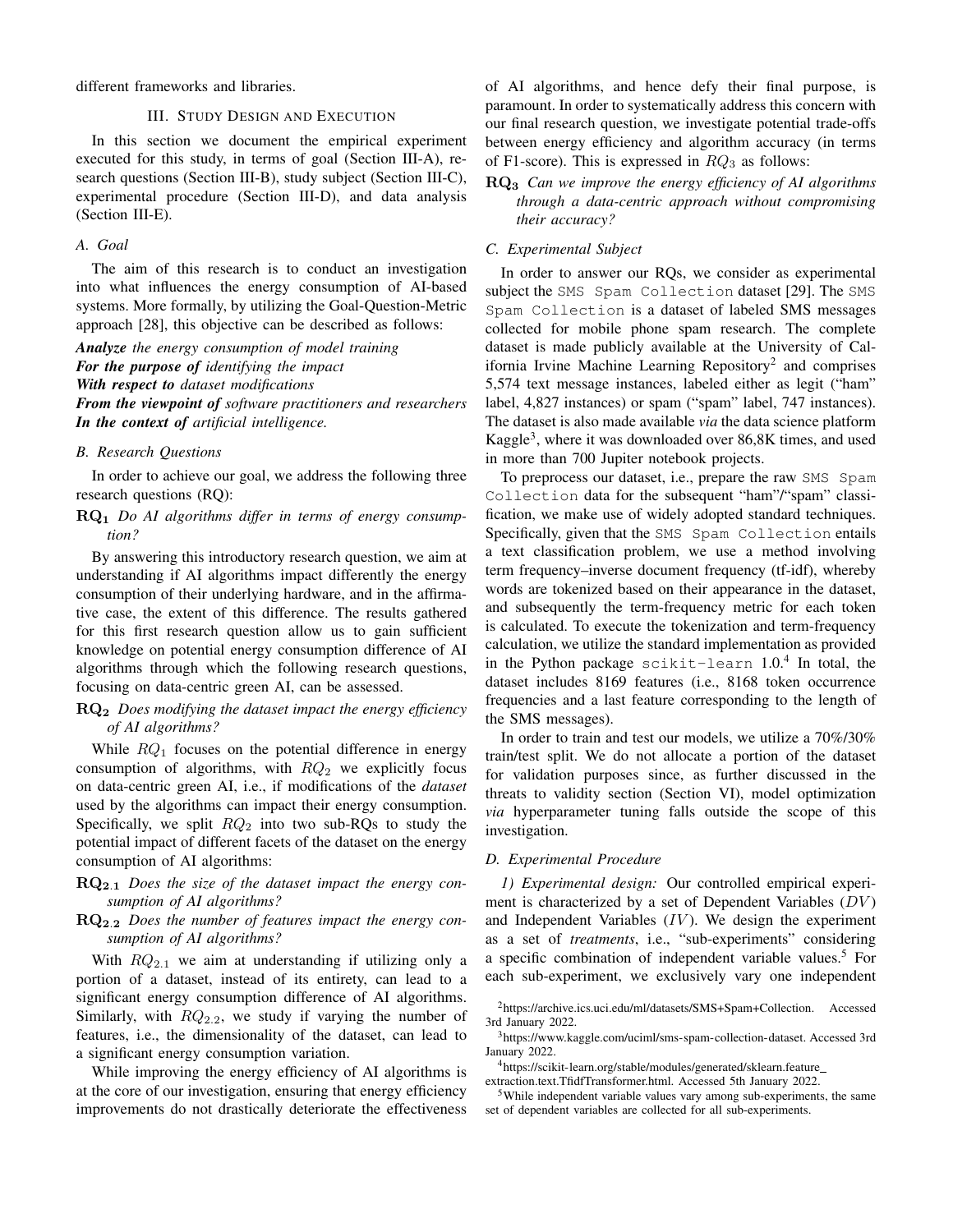different frameworks and libraries.

## III. Study Design and Execution

In this section we document the empirical experiment executed for this study, in terms of goal (Section III-A), research questions (Section III-B), study subject (Section III-C), experimental procedure (Section III-D), and data analysis (Section III-E).

### A. Goal

The aim of this research is to conduct an investigation into what influences the energy consumption of AI-based systems. More formally, by utilizing the Goal-Question-Metric approach [28], this objective can be described as follows:

***Analyze*** *the energy consumption of model training*
***For the purpose of*** *identifying the impact*
***With respect to*** *dataset modifications*
***From the viewpoint of*** *software practitioners and researchers*
***In the context of*** *artificial intelligence.*

### B. Research Questions

In order to achieve our goal, we address the following three research questions (RQ):

$\mathbf{RQ_1}$ *Do AI algorithms differ in terms of energy consumption?*

By answering this introductory research question, we aim at understanding if AI algorithms impact differently the energy consumption of their underlying hardware, and in the affirmative case, the extent of this difference. The results gathered for this first research question allow us to gain sufficient knowledge on potential energy consumption difference of AI algorithms through which the following research questions, focusing on data-centric green AI, can be assessed.

$\mathbf{RQ_2}$ *Does modifying the dataset impact the energy efficiency of AI algorithms?*

While $RQ_1$ focuses on the potential difference in energy consumption of algorithms, with $RQ_2$ we explicitly focus on data-centric green AI, i.e., if modifications of the *dataset* used by the algorithms can impact their energy consumption. Specifically, we split $RQ_2$ into two sub-RQs to study the potential impact of different facets of the dataset on the energy consumption of AI algorithms:

$\mathbf{RQ_{2.1}}$ *Does the size of the dataset impact the energy consumption of AI algorithms?*

$\mathbf{RQ_{2.2}}$ *Does the number of features impact the energy consumption of AI algorithms?*

With $RQ_{2.1}$ we aim at understanding if utilizing only a portion of a dataset, instead of its entirety, can lead to a significant energy consumption difference of AI algorithms. Similarly, with $RQ_{2.2}$, we study if varying the number of features, i.e., the dimensionality of the dataset, can lead to a significant energy consumption variation.

While improving the energy efficiency of AI algorithms is at the core of our investigation, ensuring that energy efficiency improvements do not drastically deteriorate the effectiveness of AI algorithms, and hence defy their final purpose, is paramount. In order to systematically address this concern with our final research question, we investigate potential trade-offs between energy efficiency and algorithm accuracy (in terms of F1-score). This is expressed in $RQ_3$ as follows:

$\mathbf{RQ_3}$ *Can we improve the energy efficiency of AI algorithms through a data-centric approach without compromising their accuracy?*

### C. Experimental Subject

In order to answer our RQs, we consider as experimental subject the `SMS Spam Collection` dataset [29]. The `SMS Spam Collection` is a dataset of labeled SMS messages collected for mobile phone spam research. The complete dataset is made publicly available at the University of California Irvine Machine Learning Repository[2] and comprises 5,574 text message instances, labeled either as legit ("ham" label, 4,827 instances) or spam ("spam" label, 747 instances). The dataset is also made available *via* the data science platform Kaggle[3], where it was downloaded over 86,8K times, and used in more than 700 Jupiter notebook projects.

To preprocess our dataset, i.e., prepare the raw `SMS Spam Collection` data for the subsequent "ham"/"spam" classification, we make use of widely adopted standard techniques. Specifically, given that the `SMS Spam Collection` entails a text classification problem, we use a method involving term frequency–inverse document frequency (tf-idf), whereby words are tokenized based on their appearance in the dataset, and subsequently the term-frequency metric for each token is calculated. To execute the tokenization and term-frequency calculation, we utilize the standard implementation as provided in the Python package `scikit-learn` 1.0.[4] In total, the dataset includes 8169 features (i.e., 8168 token occurrence frequencies and a last feature corresponding to the length of the SMS messages).

In order to train and test our models, we utilize a 70%/30% train/test split. We do not allocate a portion of the dataset for validation purposes since, as further discussed in the threats to validity section (Section VI), model optimization *via* hyperparameter tuning falls outside the scope of this investigation.

### D. Experimental Procedure

*1) Experimental design:* Our controlled empirical experiment is characterized by a set of Dependent Variables ($DV$) and Independent Variables ($IV$). We design the experiment as a set of *treatments*, i.e., "sub-experiments" considering a specific combination of independent variable values.[5] For each sub-experiment, we exclusively vary one independent

[2] https://archive.ics.uci.edu/ml/datasets/SMS+Spam+Collection. Accessed 3rd January 2022.

[3] https://www.kaggle.com/uciml/sms-spam-collection-dataset. Accessed 3rd January 2022.

[4] https://scikit-learn.org/stable/modules/generated/sklearn.feature_extraction.text.TfidfTransformer.html. Accessed 5th January 2022.

[5] While independent variable values vary among sub-experiments, the same set of dependent variables are collected for all sub-experiments.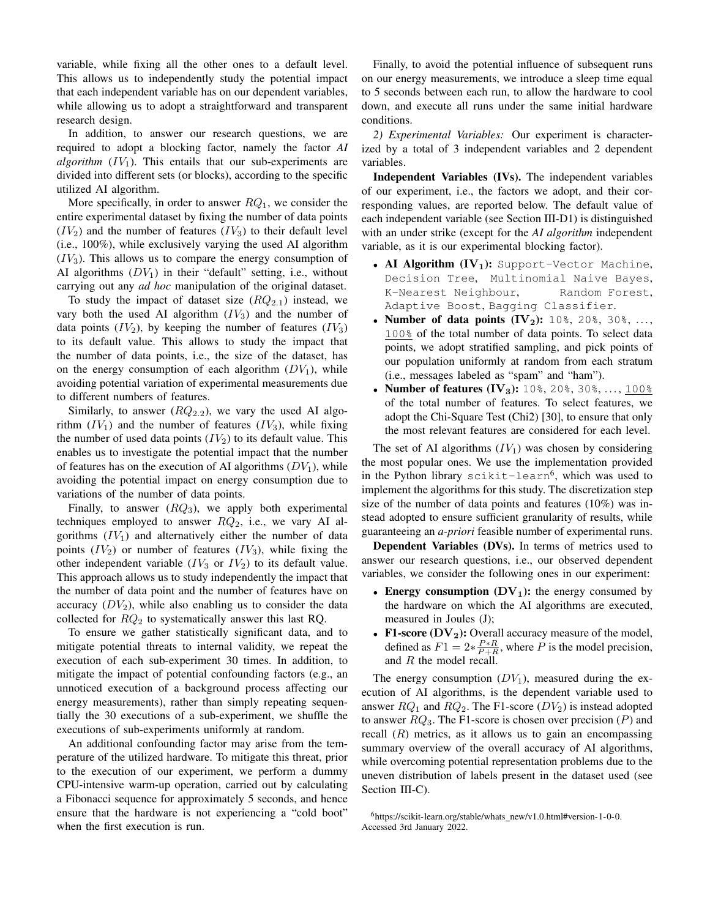variable, while fixing all the other ones to a default level. This allows us to independently study the potential impact that each independent variable has on our dependent variables, while allowing us to adopt a straightforward and transparent research design.

In addition, to answer our research questions, we are required to adopt a blocking factor, namely the factor *AI algorithm* ($IV_1$). This entails that our sub-experiments are divided into different sets (or blocks), according to the specific utilized AI algorithm.

More specifically, in order to answer $RQ_1$, we consider the entire experimental dataset by fixing the number of data points ($IV_2$) and the number of features ($IV_3$) to their default level (i.e., 100%), while exclusively varying the used AI algorithm ($IV_3$). This allows us to compare the energy consumption of AI algorithms ($DV_1$) in their "default" setting, i.e., without carrying out any *ad hoc* manipulation of the original dataset.

To study the impact of dataset size ($RQ_{2.1}$) instead, we vary both the used AI algorithm ($IV_3$) and the number of data points ($IV_2$), by keeping the number of features ($IV_3$) to its default value. This allows to study the impact that the number of data points, i.e., the size of the dataset, has on the energy consumption of each algorithm ($DV_1$), while avoiding potential variation of experimental measurements due to different numbers of features.

Similarly, to answer ($RQ_{2.2}$), we vary the used AI algorithm ($IV_1$) and the number of features ($IV_3$), while fixing the number of used data points ($IV_2$) to its default value. This enables us to investigate the potential impact that the number of features has on the execution of AI algorithms ($DV_1$), while avoiding the potential impact on energy consumption due to variations of the number of data points.

Finally, to answer ($RQ_3$), we apply both experimental techniques employed to answer $RQ_2$, i.e., we vary AI algorithms ($IV_1$) and alternatively either the number of data points ($IV_2$) or number of features ($IV_3$), while fixing the other independent variable ($IV_3$ or $IV_2$) to its default value. This approach allows us to study independently the impact that the number of data point and the number of features have on accuracy ($DV_2$), while also enabling us to consider the data collected for $RQ_2$ to systematically answer this last RQ.

To ensure we gather statistically significant data, and to mitigate potential threats to internal validity, we repeat the execution of each sub-experiment 30 times. In addition, to mitigate the impact of potential confounding factors (e.g., an unnoticed execution of a background process affecting our energy measurements), rather than simply repeating sequentially the 30 executions of a sub-experiment, we shuffle the executions of sub-experiments uniformly at random.

An additional confounding factor may arise from the temperature of the utilized hardware. To mitigate this threat, prior to the execution of our experiment, we perform a dummy CPU-intensive warm-up operation, carried out by calculating a Fibonacci sequence for approximately 5 seconds, and hence ensure that the hardware is not experiencing a "cold boot" when the first execution is run.

Finally, to avoid the potential influence of subsequent runs on our energy measurements, we introduce a sleep time equal to 5 seconds between each run, to allow the hardware to cool down, and execute all runs under the same initial hardware conditions.

*2) Experimental Variables:* Our experiment is characterized by a total of 3 independent variables and 2 dependent variables.

**Independent Variables (IVs).** The independent variables of our experiment, i.e., the factors we adopt, and their corresponding values, are reported below. The default value of each independent variable (see Section III-D1) is distinguished with an under strike (except for the *AI algorithm* independent variable, as it is our experimental blocking factor).

- **AI Algorithm ($IV_1$):** `Support-Vector Machine`, `Decision Tree`, `Multinomial Naive Bayes`, `K-Nearest Neighbour`, `Random Forest`, `Adaptive Boost`, `Bagging Classifier`.
- **Number of data points ($IV_2$):** `10%`, `20%`, `30%`, ..., `100%` of the total number of data points. To select data points, we adopt stratified sampling, and pick points of our population uniformly at random from each stratum (i.e., messages labeled as "spam" and "ham").
- **Number of features ($IV_3$):** `10%`, `20%`, `30%`, ..., `100%` of the total number of features. To select features, we adopt the Chi-Square Test (Chi2) [30], to ensure that only the most relevant features are considered for each level.

The set of AI algorithms ($IV_1$) was chosen by considering the most popular ones. We use the implementation provided in the Python library `scikit-learn`[6], which was used to implement the algorithms for this study. The discretization step size of the number of data points and features (10%) was instead adopted to ensure sufficient granularity of results, while guaranteeing an *a-priori* feasible number of experimental runs.

**Dependent Variables (DVs).** In terms of metrics used to answer our research questions, i.e., our observed dependent variables, we consider the following ones in our experiment:

- **Energy consumption ($DV_1$):** the energy consumed by the hardware on which the AI algorithms are executed, measured in Joules (J);
- **F1-score ($DV_2$):** Overall accuracy measure of the model, defined as $F1 = 2 * \frac{P*R}{P+R}$, where $P$ is the model precision, and $R$ the model recall.

The energy consumption ($DV_1$), measured during the execution of AI algorithms, is the dependent variable used to answer $RQ_1$ and $RQ_2$. The F1-score ($DV_2$) is instead adopted to answer $RQ_3$. The F1-score is chosen over precision ($P$) and recall ($R$) metrics, as it allows us to gain an encompassing summary overview of the overall accuracy of AI algorithms, while overcoming potential representation problems due to the uneven distribution of labels present in the dataset used (see Section III-C).

[6]https://scikit-learn.org/stable/whats_new/v1.0.html#version-1-0-0. Accessed 3rd January 2022.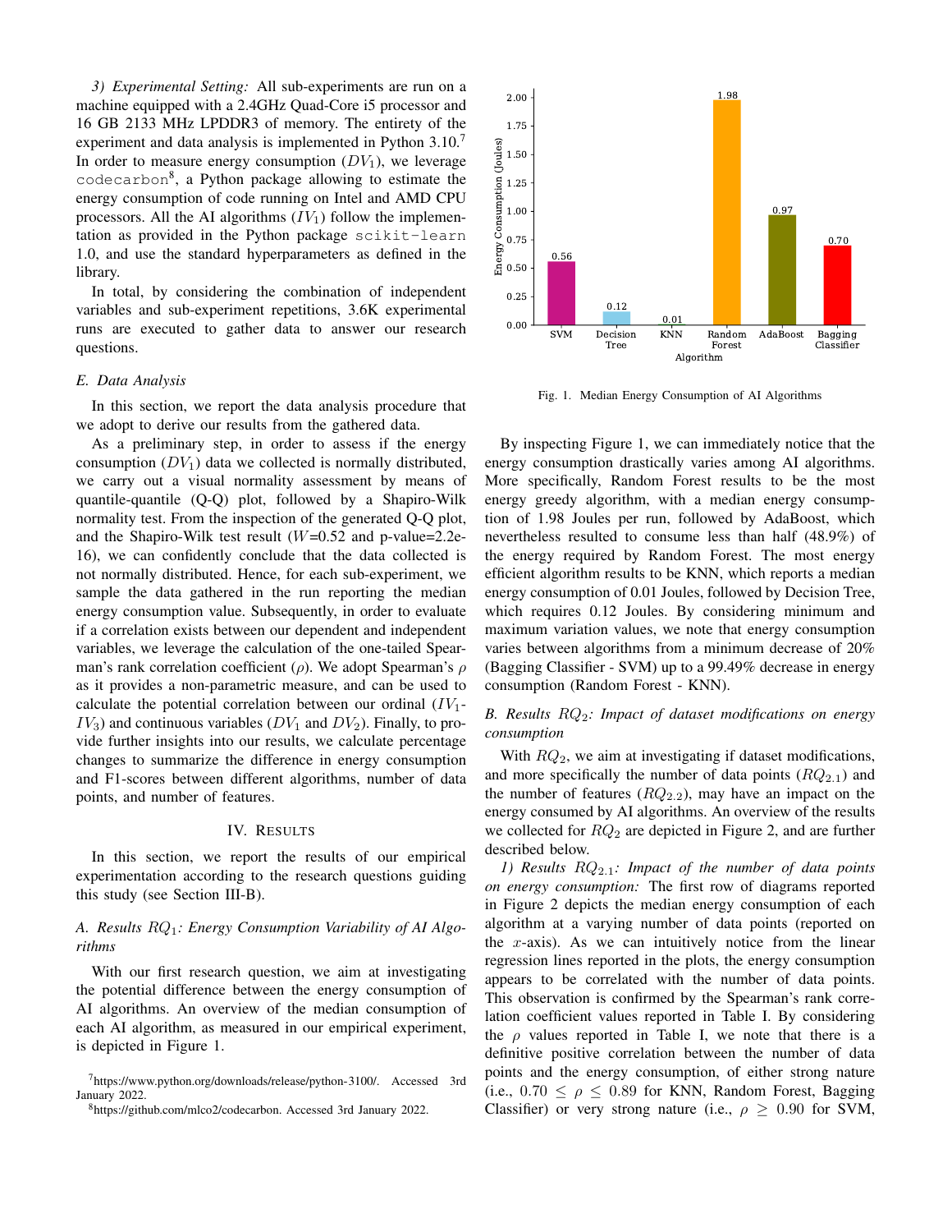*3) Experimental Setting:* All sub-experiments are run on a machine equipped with a 2.4GHz Quad-Core i5 processor and 16 GB 2133 MHz LPDDR3 of memory. The entirety of the experiment and data analysis is implemented in Python 3.10.[7] In order to measure energy consumption ($DV_1$), we leverage `codecarbon`[8], a Python package allowing to estimate the energy consumption of code running on Intel and AMD CPU processors. All the AI algorithms ($IV_1$) follow the implementation as provided in the Python package `scikit-learn` 1.0, and use the standard hyperparameters as defined in the library.

In total, by considering the combination of independent variables and sub-experiment repetitions, 3.6K experimental runs are executed to gather data to answer our research questions.

### E. Data Analysis

In this section, we report the data analysis procedure that we adopt to derive our results from the gathered data.

As a preliminary step, in order to assess if the energy consumption ($DV_1$) data we collected is normally distributed, we carry out a visual normality assessment by means of quantile-quantile (Q-Q) plot, followed by a Shapiro-Wilk normality test. From the inspection of the generated Q-Q plot, and the Shapiro-Wilk test result ($W$=0.52 and p-value=2.2e-16), we can confidently conclude that the data collected is not normally distributed. Hence, for each sub-experiment, we sample the data gathered in the run reporting the median energy consumption value. Subsequently, in order to evaluate if a correlation exists between our dependent and independent variables, we leverage the calculation of the one-tailed Spearman's rank correlation coefficient ($\rho$). We adopt Spearman's $\rho$ as it provides a non-parametric measure, and can be used to calculate the potential correlation between our ordinal ($IV_1$-$IV_3$) and continuous variables ($DV_1$ and $DV_2$). Finally, to provide further insights into our results, we calculate percentage changes to summarize the difference in energy consumption and F1-scores between different algorithms, number of data points, and number of features.

## IV. Results

In this section, we report the results of our empirical experimentation according to the research questions guiding this study (see Section III-B).

### A. Results $RQ_1$: Energy Consumption Variability of AI Algorithms

With our first research question, we aim at investigating the potential difference between the energy consumption of AI algorithms. An overview of the median consumption of each AI algorithm, as measured in our empirical experiment, is depicted in Figure 1.

Fig. 1. Median Energy Consumption of AI Algorithms

By inspecting Figure 1, we can immediately notice that the energy consumption drastically varies among AI algorithms. More specifically, Random Forest results to be the most energy greedy algorithm, with a median energy consumption of 1.98 Joules per run, followed by AdaBoost, which nevertheless resulted to consume less than half (48.9%) of the energy required by Random Forest. The most energy efficient algorithm results to be KNN, which reports a median energy consumption of 0.01 Joules, followed by Decision Tree, which requires 0.12 Joules. By considering minimum and maximum variation values, we note that energy consumption varies between algorithms from a minimum decrease of 20% (Bagging Classifier - SVM) up to a 99.49% decrease in energy consumption (Random Forest - KNN).

### B. Results $RQ_2$: Impact of dataset modifications on energy consumption

With $RQ_2$, we aim at investigating if dataset modifications, and more specifically the number of data points ($RQ_{2.1}$) and the number of features ($RQ_{2.2}$), may have an impact on the energy consumed by AI algorithms. An overview of the results we collected for $RQ_2$ are depicted in Figure 2, and are further described below.

*1) Results $RQ_{2.1}$: Impact of the number of data points on energy consumption:* The first row of diagrams reported in Figure 2 depicts the median energy consumption of each algorithm at a varying number of data points (reported on the $x$-axis). As we can intuitively notice from the linear regression lines reported in the plots, the energy consumption appears to be correlated with the number of data points. This observation is confirmed by the Spearman's rank correlation coefficient values reported in Table I. By considering the $\rho$ values reported in Table I, we note that there is a definitive positive correlation between the number of data points and the energy consumption, of either strong nature (i.e., $0.70 \leq \rho \leq 0.89$ for KNN, Random Forest, Bagging Classifier) or very strong nature (i.e., $\rho \geq 0.90$ for SVM,

[7] https://www.python.org/downloads/release/python-3100/. Accessed 3rd January 2022.

[8] https://github.com/mlco2/codecarbon. Accessed 3rd January 2022.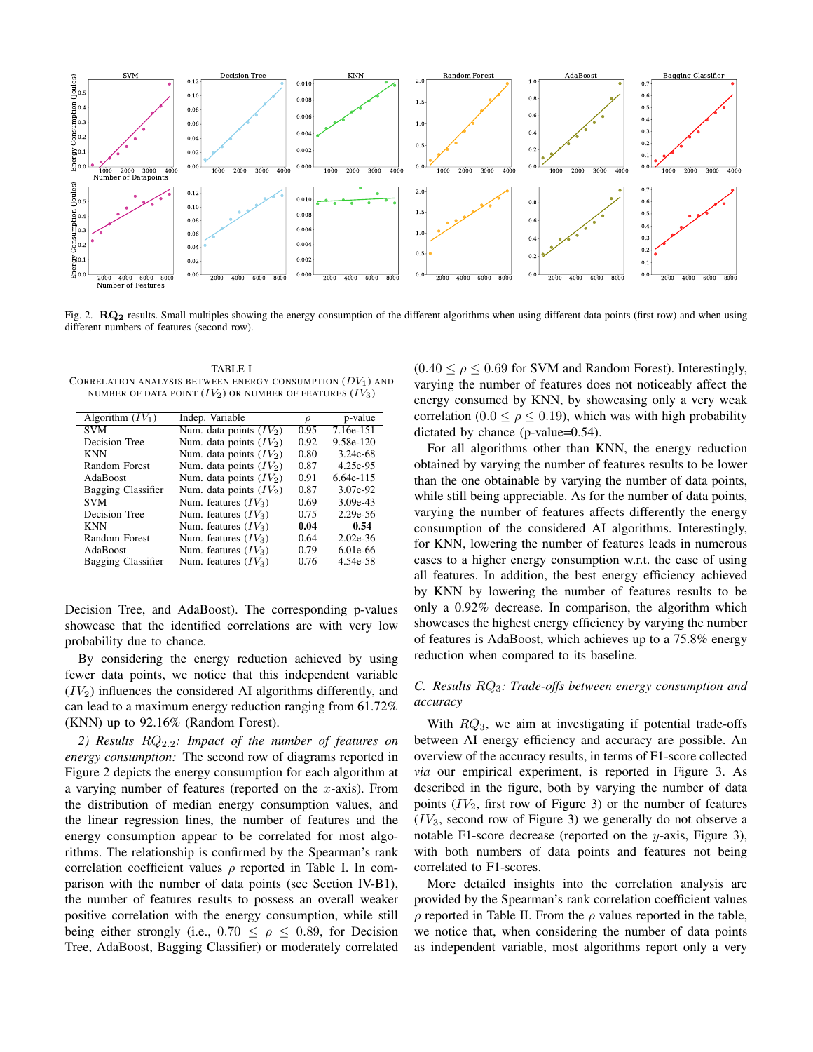Fig. 2. $\mathbf{RQ_2}$ results. Small multiples showing the energy consumption of the different algorithms when using different data points (first row) and when using different numbers of features (second row).

TABLE I
CORRELATION ANALYSIS BETWEEN ENERGY CONSUMPTION ($DV_1$) AND NUMBER OF DATA POINT ($IV_2$) OR NUMBER OF FEATURES ($IV_3$)

| Algorithm ($IV_1$) | Indep. Variable | $\rho$ | p-value |
|---|---|---|---|
| SVM | Num. data points ($IV_2$) | 0.95 | 7.16e-151 |
| Decision Tree | Num. data points ($IV_2$) | 0.92 | 9.58e-120 |
| KNN | Num. data points ($IV_2$) | 0.80 | 3.24e-68 |
| Random Forest | Num. data points ($IV_2$) | 0.87 | 4.25e-95 |
| AdaBoost | Num. data points ($IV_2$) | 0.91 | 6.64e-115 |
| Bagging Classifier | Num. data points ($IV_2$) | 0.87 | 3.07e-92 |
| SVM | Num. features ($IV_3$) | 0.69 | 3.09e-43 |
| Decision Tree | Num. features ($IV_3$) | 0.75 | 2.29e-56 |
| KNN | Num. features ($IV_3$) | **0.04** | **0.54** |
| Random Forest | Num. features ($IV_3$) | 0.64 | 2.02e-36 |
| AdaBoost | Num. features ($IV_3$) | 0.79 | 6.01e-66 |
| Bagging Classifier | Num. features ($IV_3$) | 0.76 | 4.54e-58 |

Decision Tree, and AdaBoost). The corresponding p-values showcase that the identified correlations are with very low probability due to chance.

By considering the energy reduction achieved by using fewer data points, we notice that this independent variable ($IV_2$) influences the considered AI algorithms differently, and can lead to a maximum energy reduction ranging from 61.72% (KNN) up to 92.16% (Random Forest).

*2) Results $RQ_{2.2}$: Impact of the number of features on energy consumption:* The second row of diagrams reported in Figure 2 depicts the energy consumption for each algorithm at a varying number of features (reported on the $x$-axis). From the distribution of median energy consumption values, and the linear regression lines, the number of features and the energy consumption appear to be correlated for most algorithms. The relationship is confirmed by the Spearman's rank correlation coefficient values $\rho$ reported in Table I. In comparison with the number of data points (see Section IV-B1), the number of features results to possess an overall weaker positive correlation with the energy consumption, while still being either strongly (i.e., $0.70 \leq \rho \leq 0.89$, for Decision Tree, AdaBoost, Bagging Classifier) or moderately correlated ($0.40 \leq \rho \leq 0.69$ for SVM and Random Forest). Interestingly, varying the number of features does not noticeably affect the energy consumed by KNN, by showcasing only a very weak correlation ($0.0 \leq \rho \leq 0.19$), which was with high probability dictated by chance (p-value=0.54).

For all algorithms other than KNN, the energy reduction obtained by varying the number of features results to be lower than the one obtainable by varying the number of data points, while still being appreciable. As for the number of data points, varying the number of features affects differently the energy consumption of the considered AI algorithms. Interestingly, for KNN, lowering the number of features leads in numerous cases to a higher energy consumption w.r.t. the case of using all features. In addition, the best energy efficiency achieved by KNN by lowering the number of features results to be only a 0.92% decrease. In comparison, the algorithm which showcases the highest energy efficiency by varying the number of features is AdaBoost, which achieves up to a 75.8% energy reduction when compared to its baseline.

### C. Results $RQ_3$: Trade-offs between energy consumption and accuracy

With $RQ_3$, we aim at investigating if potential trade-offs between AI energy efficiency and accuracy are possible. An overview of the accuracy results, in terms of F1-score collected *via* our empirical experiment, is reported in Figure 3. As described in the figure, both by varying the number of data points ($IV_2$, first row of Figure 3) or the number of features ($IV_3$, second row of Figure 3) we generally do not observe a notable F1-score decrease (reported on the $y$-axis, Figure 3), with both numbers of data points and features not being correlated to F1-scores.

More detailed insights into the correlation analysis are provided by the Spearman's rank correlation coefficient values $\rho$ reported in Table II. From the $\rho$ values reported in the table, we notice that, when considering the number of data points as independent variable, most algorithms report only a very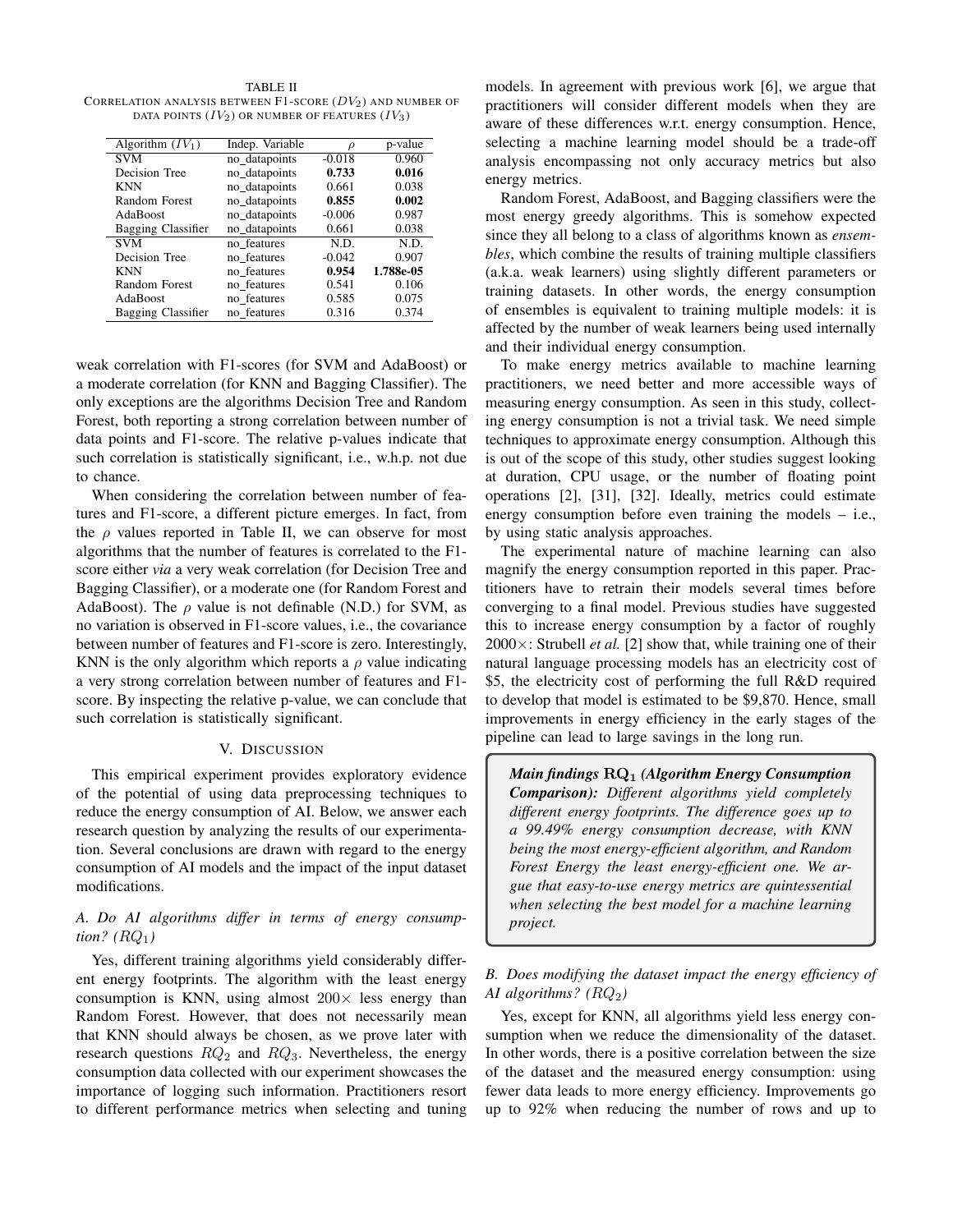TABLE II
CORRELATION ANALYSIS BETWEEN F1-SCORE ($DV_2$) AND NUMBER OF DATA POINTS ($IV_2$) OR NUMBER OF FEATURES ($IV_3$)

| Algorithm ($IV_1$) | Indep. Variable | $\rho$ | p-value |
|---|---|---|---|
| SVM | no_datapoints | -0.018 | 0.960 |
| Decision Tree | no_datapoints | **0.733** | **0.016** |
| KNN | no_datapoints | 0.661 | 0.038 |
| Random Forest | no_datapoints | **0.855** | **0.002** |
| AdaBoost | no_datapoints | -0.006 | 0.987 |
| Bagging Classifier | no_datapoints | 0.661 | 0.038 |
| SVM | no_features | N.D. | N.D. |
| Decision Tree | no_features | -0.042 | 0.907 |
| KNN | no_features | **0.954** | **1.788e-05** |
| Random Forest | no_features | 0.541 | 0.106 |
| AdaBoost | no_features | 0.585 | 0.075 |
| Bagging Classifier | no_features | 0.316 | 0.374 |

weak correlation with F1-scores (for SVM and AdaBoost) or a moderate correlation (for KNN and Bagging Classifier). The only exceptions are the algorithms Decision Tree and Random Forest, both reporting a strong correlation between number of data points and F1-score. The relative p-values indicate that such correlation is statistically significant, i.e., w.h.p. not due to chance.

When considering the correlation between number of features and F1-score, a different picture emerges. In fact, from the $\rho$ values reported in Table II, we can observe for most algorithms that the number of features is correlated to the F1-score either *via* a very weak correlation (for Decision Tree and Bagging Classifier), or a moderate one (for Random Forest and AdaBoost). The $\rho$ value is not definable (N.D.) for SVM, as no variation is observed in F1-score values, i.e., the covariance between number of features and F1-score is zero. Interestingly, KNN is the only algorithm which reports a $\rho$ value indicating a very strong correlation between number of features and F1-score. By inspecting the relative p-value, we can conclude that such correlation is statistically significant.

## V. DISCUSSION

This empirical experiment provides exploratory evidence of the potential of using data preprocessing techniques to reduce the energy consumption of AI. Below, we answer each research question by analyzing the results of our experimentation. Several conclusions are drawn with regard to the energy consumption of AI models and the impact of the input dataset modifications.

### A. Do AI algorithms differ in terms of energy consumption? ($RQ_1$)

Yes, different training algorithms yield considerably different energy footprints. The algorithm with the least energy consumption is KNN, using almost $200\times$ less energy than Random Forest. However, that does not necessarily mean that KNN should always be chosen, as we prove later with research questions $RQ_2$ and $RQ_3$. Nevertheless, the energy consumption data collected with our experiment showcases the importance of logging such information. Practitioners resort to different performance metrics when selecting and tuning models. In agreement with previous work [6], we argue that practitioners will consider different models when they are aware of these differences w.r.t. energy consumption. Hence, selecting a machine learning model should be a trade-off analysis encompassing not only accuracy metrics but also energy metrics.

Random Forest, AdaBoost, and Bagging classifiers were the most energy greedy algorithms. This is somehow expected since they all belong to a class of algorithms known as *ensembles*, which combine the results of training multiple classifiers (a.k.a. weak learners) using slightly different parameters or training datasets. In other words, the energy consumption of ensembles is equivalent to training multiple models: it is affected by the number of weak learners being used internally and their individual energy consumption.

To make energy metrics available to machine learning practitioners, we need better and more accessible ways of measuring energy consumption. As seen in this study, collecting energy consumption is not a trivial task. We need simple techniques to approximate energy consumption. Although this is out of the scope of this study, other studies suggest looking at duration, CPU usage, or the number of floating point operations [2], [31], [32]. Ideally, metrics could estimate energy consumption before even training the models – i.e., by using static analysis approaches.

The experimental nature of machine learning can also magnify the energy consumption reported in this paper. Practitioners have to retrain their models several times before converging to a final model. Previous studies have suggested this to increase energy consumption by a factor of roughly $2000\times$: Strubell *et al.* [2] show that, while training one of their natural language processing models has an electricity cost of $5, the electricity cost of performing the full R&D required to develop that model is estimated to be $9,870. Hence, small improvements in energy efficiency in the early stages of the pipeline can lead to large savings in the long run.

> ***Main findings $\mathbf{RQ_1}$ (Algorithm Energy Consumption Comparison):*** *Different algorithms yield completely different energy footprints. The difference goes up to a 99.49% energy consumption decrease, with KNN being the most energy-efficient algorithm, and Random Forest Energy the least energy-efficient one. We argue that easy-to-use energy metrics are quintessential when selecting the best model for a machine learning project.*

### B. Does modifying the dataset impact the energy efficiency of AI algorithms? ($RQ_2$)

Yes, except for KNN, all algorithms yield less energy consumption when we reduce the dimensionality of the dataset. In other words, there is a positive correlation between the size of the dataset and the measured energy consumption: using fewer data leads to more energy efficiency. Improvements go up to 92% when reducing the number of rows and up to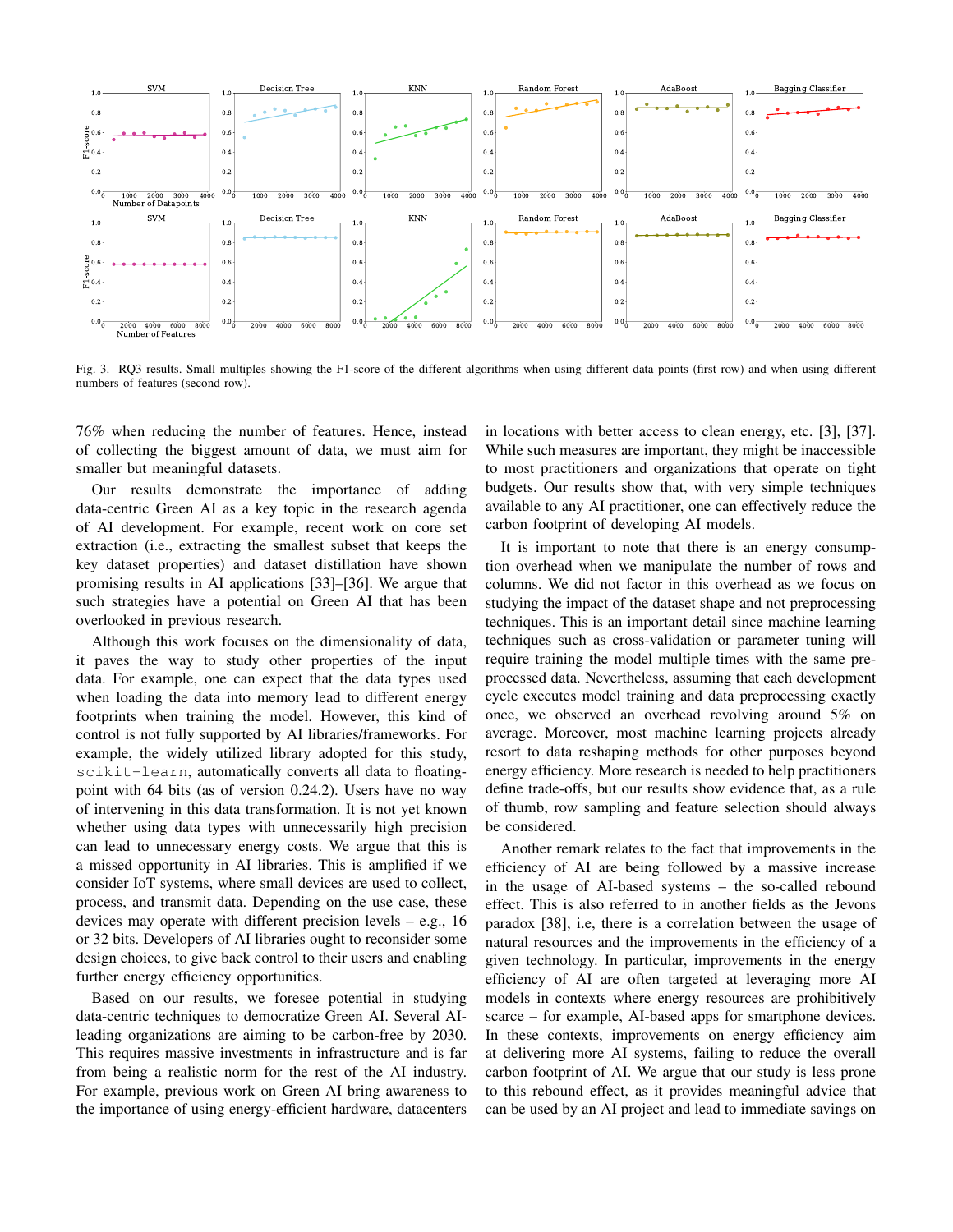Fig. 3. RQ3 results. Small multiples showing the F1-score of the different algorithms when using different data points (first row) and when using different numbers of features (second row).

76% when reducing the number of features. Hence, instead of collecting the biggest amount of data, we must aim for smaller but meaningful datasets.

Our results demonstrate the importance of adding data-centric Green AI as a key topic in the research agenda of AI development. For example, recent work on core set extraction (i.e., extracting the smallest subset that keeps the key dataset properties) and dataset distillation have shown promising results in AI applications [33]–[36]. We argue that such strategies have a potential on Green AI that has been overlooked in previous research.

Although this work focuses on the dimensionality of data, it paves the way to study other properties of the input data. For example, one can expect that the data types used when loading the data into memory lead to different energy footprints when training the model. However, this kind of control is not fully supported by AI libraries/frameworks. For example, the widely utilized library adopted for this study, `scikit-learn`, automatically converts all data to floating-point with 64 bits (as of version 0.24.2). Users have no way of intervening in this data transformation. It is not yet known whether using data types with unnecessarily high precision can lead to unnecessary energy costs. We argue that this is a missed opportunity in AI libraries. This is amplified if we consider IoT systems, where small devices are used to collect, process, and transmit data. Depending on the use case, these devices may operate with different precision levels – e.g., 16 or 32 bits. Developers of AI libraries ought to reconsider some design choices, to give back control to their users and enabling further energy efficiency opportunities.

Based on our results, we foresee potential in studying data-centric techniques to democratize Green AI. Several AI-leading organizations are aiming to be carbon-free by 2030. This requires massive investments in infrastructure and is far from being a realistic norm for the rest of the AI industry. For example, previous work on Green AI bring awareness to the importance of using energy-efficient hardware, datacenters in locations with better access to clean energy, etc. [3], [37]. While such measures are important, they might be inaccessible to most practitioners and organizations that operate on tight budgets. Our results show that, with very simple techniques available to any AI practitioner, one can effectively reduce the carbon footprint of developing AI models.

It is important to note that there is an energy consumption overhead when we manipulate the number of rows and columns. We did not factor in this overhead as we focus on studying the impact of the dataset shape and not preprocessing techniques. This is an important detail since machine learning techniques such as cross-validation or parameter tuning will require training the model multiple times with the same pre-processed data. Nevertheless, assuming that each development cycle executes model training and data preprocessing exactly once, we observed an overhead revolving around 5% on average. Moreover, most machine learning projects already resort to data reshaping methods for other purposes beyond energy efficiency. More research is needed to help practitioners define trade-offs, but our results show evidence that, as a rule of thumb, row sampling and feature selection should always be considered.

Another remark relates to the fact that improvements in the efficiency of AI are being followed by a massive increase in the usage of AI-based systems – the so-called rebound effect. This is also referred to in another fields as the Jevons paradox [38], i.e, there is a correlation between the usage of natural resources and the improvements in the efficiency of a given technology. In particular, improvements in the energy efficiency of AI are often targeted at leveraging more AI models in contexts where energy resources are prohibitively scarce – for example, AI-based apps for smartphone devices. In these contexts, improvements on energy efficiency aim at delivering more AI systems, failing to reduce the overall carbon footprint of AI. We argue that our study is less prone to this rebound effect, as it provides meaningful advice that can be used by an AI project and lead to immediate savings on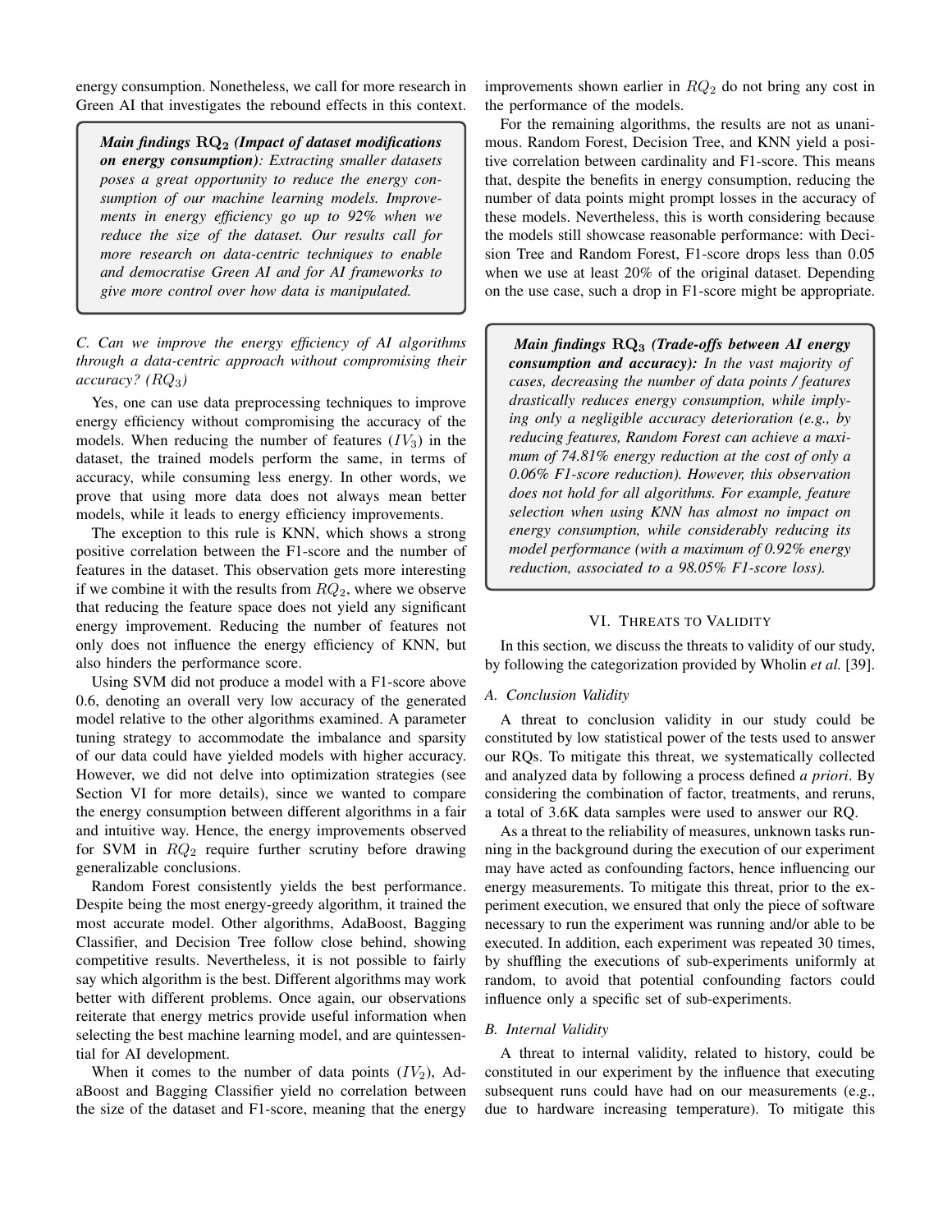energy consumption. Nonetheless, we call for more research in Green AI that investigates the rebound effects in this context.

> ***Main findings $\mathbf{RQ_2}$ (Impact of dataset modifications on energy consumption)***: *Extracting smaller datasets poses a great opportunity to reduce the energy consumption of our machine learning models. Improvements in energy efficiency go up to 92% when we reduce the size of the dataset. Our results call for more research on data-centric techniques to enable and democratise Green AI and for AI frameworks to give more control over how data is manipulated.*

### *C. Can we improve the energy efficiency of AI algorithms through a data-centric approach without compromising their accuracy? ($RQ_3$)*

Yes, one can use data preprocessing techniques to improve energy efficiency without compromising the accuracy of the models. When reducing the number of features ($IV_3$) in the dataset, the trained models perform the same, in terms of accuracy, while consuming less energy. In other words, we prove that using more data does not always mean better models, while it leads to energy efficiency improvements.

The exception to this rule is KNN, which shows a strong positive correlation between the F1-score and the number of features in the dataset. This observation gets more interesting if we combine it with the results from $RQ_2$, where we observe that reducing the feature space does not yield any significant energy improvement. Reducing the number of features not only does not influence the energy efficiency of KNN, but also hinders the performance score.

Using SVM did not produce a model with a F1-score above 0.6, denoting an overall very low accuracy of the generated model relative to the other algorithms examined. A parameter tuning strategy to accommodate the imbalance and sparsity of our data could have yielded models with higher accuracy. However, we did not delve into optimization strategies (see Section VI for more details), since we wanted to compare the energy consumption between different algorithms in a fair and intuitive way. Hence, the energy improvements observed for SVM in $RQ_2$ require further scrutiny before drawing generalizable conclusions.

Random Forest consistently yields the best performance. Despite being the most energy-greedy algorithm, it trained the most accurate model. Other algorithms, AdaBoost, Bagging Classifier, and Decision Tree follow close behind, showing competitive results. Nevertheless, it is not possible to fairly say which algorithm is the best. Different algorithms may work better with different problems. Once again, our observations reiterate that energy metrics provide useful information when selecting the best machine learning model, and are quintessential for AI development.

When it comes to the number of data points ($IV_2$), AdaBoost and Bagging Classifier yield no correlation between the size of the dataset and F1-score, meaning that the energy improvements shown earlier in $RQ_2$ do not bring any cost in the performance of the models.

For the remaining algorithms, the results are not as unanimous. Random Forest, Decision Tree, and KNN yield a positive correlation between cardinality and F1-score. This means that, despite the benefits in energy consumption, reducing the number of data points might prompt losses in the accuracy of these models. Nevertheless, this is worth considering because the models still showcase reasonable performance: with Decision Tree and Random Forest, F1-score drops less than 0.05 when we use at least 20% of the original dataset. Depending on the use case, such a drop in F1-score might be appropriate.

> ***Main findings $\mathbf{RQ_3}$ (Trade-offs between AI energy consumption and accuracy):*** *In the vast majority of cases, decreasing the number of data points / features drastically reduces energy consumption, while implying only a negligible accuracy deterioration (e.g., by reducing features, Random Forest can achieve a maximum of 74.81% energy reduction at the cost of only a 0.06% F1-score reduction). However, this observation does not hold for all algorithms. For example, feature selection when using KNN has almost no impact on energy consumption, while considerably reducing its model performance (with a maximum of 0.92% energy reduction, associated to a 98.05% F1-score loss).*

## VI. Threats to Validity

In this section, we discuss the threats to validity of our study, by following the categorization provided by Wholin *et al.* [39].

### *A. Conclusion Validity*

A threat to conclusion validity in our study could be constituted by low statistical power of the tests used to answer our RQs. To mitigate this threat, we systematically collected and analyzed data by following a process defined *a priori*. By considering the combination of factor, treatments, and reruns, a total of 3.6K data samples were used to answer our RQ.

As a threat to the reliability of measures, unknown tasks running in the background during the execution of our experiment may have acted as confounding factors, hence influencing our energy measurements. To mitigate this threat, prior to the experiment execution, we ensured that only the piece of software necessary to run the experiment was running and/or able to be executed. In addition, each experiment was repeated 30 times, by shuffling the executions of sub-experiments uniformly at random, to avoid that potential confounding factors could influence only a specific set of sub-experiments.

### *B. Internal Validity*

A threat to internal validity, related to history, could be constituted in our experiment by the influence that executing subsequent runs could have had on our measurements (e.g., due to hardware increasing temperature). To mitigate this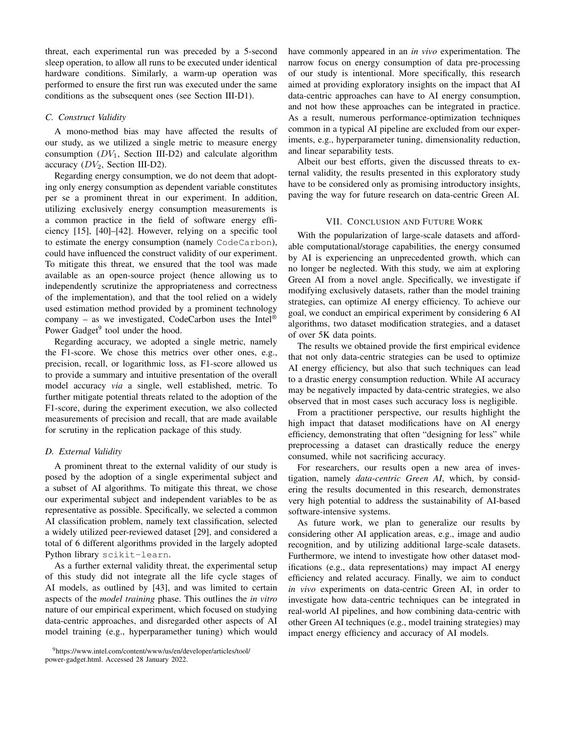threat, each experimental run was preceded by a 5-second sleep operation, to allow all runs to be executed under identical hardware conditions. Similarly, a warm-up operation was performed to ensure the first run was executed under the same conditions as the subsequent ones (see Section III-D1).

### C. Construct Validity

A mono-method bias may have affected the results of our study, as we utilized a single metric to measure energy consumption ($DV_1$, Section III-D2) and calculate algorithm accuracy ($DV_2$, Section III-D2).

Regarding energy consumption, we do not deem that adopting only energy consumption as dependent variable constitutes per se a prominent threat in our experiment. In addition, utilizing exclusively energy consumption measurements is a common practice in the field of software energy efficiency [15], [40]–[42]. However, relying on a specific tool to estimate the energy consumption (namely `CodeCarbon`), could have influenced the construct validity of our experiment. To mitigate this threat, we ensured that the tool was made available as an open-source project (hence allowing us to independently scrutinize the appropriateness and correctness of the implementation), and that the tool relied on a widely used estimation method provided by a prominent technology company – as we investigated, CodeCarbon uses the Intel® Power Gadget[9] tool under the hood.

Regarding accuracy, we adopted a single metric, namely the F1-score. We chose this metrics over other ones, e.g., precision, recall, or logarithmic loss, as F1-score allowed us to provide a summary and intuitive presentation of the overall model accuracy *via* a single, well established, metric. To further mitigate potential threats related to the adoption of the F1-score, during the experiment execution, we also collected measurements of precision and recall, that are made available for scrutiny in the replication package of this study.

### D. External Validity

A prominent threat to the external validity of our study is posed by the adoption of a single experimental subject and a subset of AI algorithms. To mitigate this threat, we chose our experimental subject and independent variables to be as representative as possible. Specifically, we selected a common AI classification problem, namely text classification, selected a widely utilized peer-reviewed dataset [29], and considered a total of 6 different algorithms provided in the largely adopted Python library `scikit-learn`.

As a further external validity threat, the experimental setup of this study did not integrate all the life cycle stages of AI models, as outlined by [43], and was limited to certain aspects of the *model training* phase. This outlines the *in vitro* nature of our empirical experiment, which focused on studying data-centric approaches, and disregarded other aspects of AI model training (e.g., hyperparamether tuning) which would have commonly appeared in an *in vivo* experimentation. The narrow focus on energy consumption of data pre-processing of our study is intentional. More specifically, this research aimed at providing exploratory insights on the impact that AI data-centric approaches can have to AI energy consumption, and not how these approaches can be integrated in practice. As a result, numerous performance-optimization techniques common in a typical AI pipeline are excluded from our experiments, e.g., hyperparameter tuning, dimensionality reduction, and linear separability tests.

Albeit our best efforts, given the discussed threats to external validity, the results presented in this exploratory study have to be considered only as promising introductory insights, paving the way for future research on data-centric Green AI.

## VII. Conclusion and Future Work

With the popularization of large-scale datasets and affordable computational/storage capabilities, the energy consumed by AI is experiencing an unprecedented growth, which can no longer be neglected. With this study, we aim at exploring Green AI from a novel angle. Specifically, we investigate if modifying exclusively datasets, rather than the model training strategies, can optimize AI energy efficiency. To achieve our goal, we conduct an empirical experiment by considering 6 AI algorithms, two dataset modification strategies, and a dataset of over 5K data points.

The results we obtained provide the first empirical evidence that not only data-centric strategies can be used to optimize AI energy efficiency, but also that such techniques can lead to a drastic energy consumption reduction. While AI accuracy may be negatively impacted by data-centric strategies, we also observed that in most cases such accuracy loss is negligible.

From a practitioner perspective, our results highlight the high impact that dataset modifications have on AI energy efficiency, demonstrating that often "designing for less" while preprocessing a dataset can drastically reduce the energy consumed, while not sacrificing accuracy.

For researchers, our results open a new area of investigation, namely *data-centric Green AI*, which, by considering the results documented in this research, demonstrates very high potential to address the sustainability of AI-based software-intensive systems.

As future work, we plan to generalize our results by considering other AI application areas, e.g., image and audio recognition, and by utilizing additional large-scale datasets. Furthermore, we intend to investigate how other dataset modifications (e.g., data representations) may impact AI energy efficiency and related accuracy. Finally, we aim to conduct *in vivo* experiments on data-centric Green AI, in order to investigate how data-centric techniques can be integrated in real-world AI pipelines, and how combining data-centric with other Green AI techniques (e.g., model training strategies) may impact energy efficiency and accuracy of AI models.

[9]https://www.intel.com/content/www/us/en/developer/articles/tool/power-gadget.html. Accessed 28 January 2022.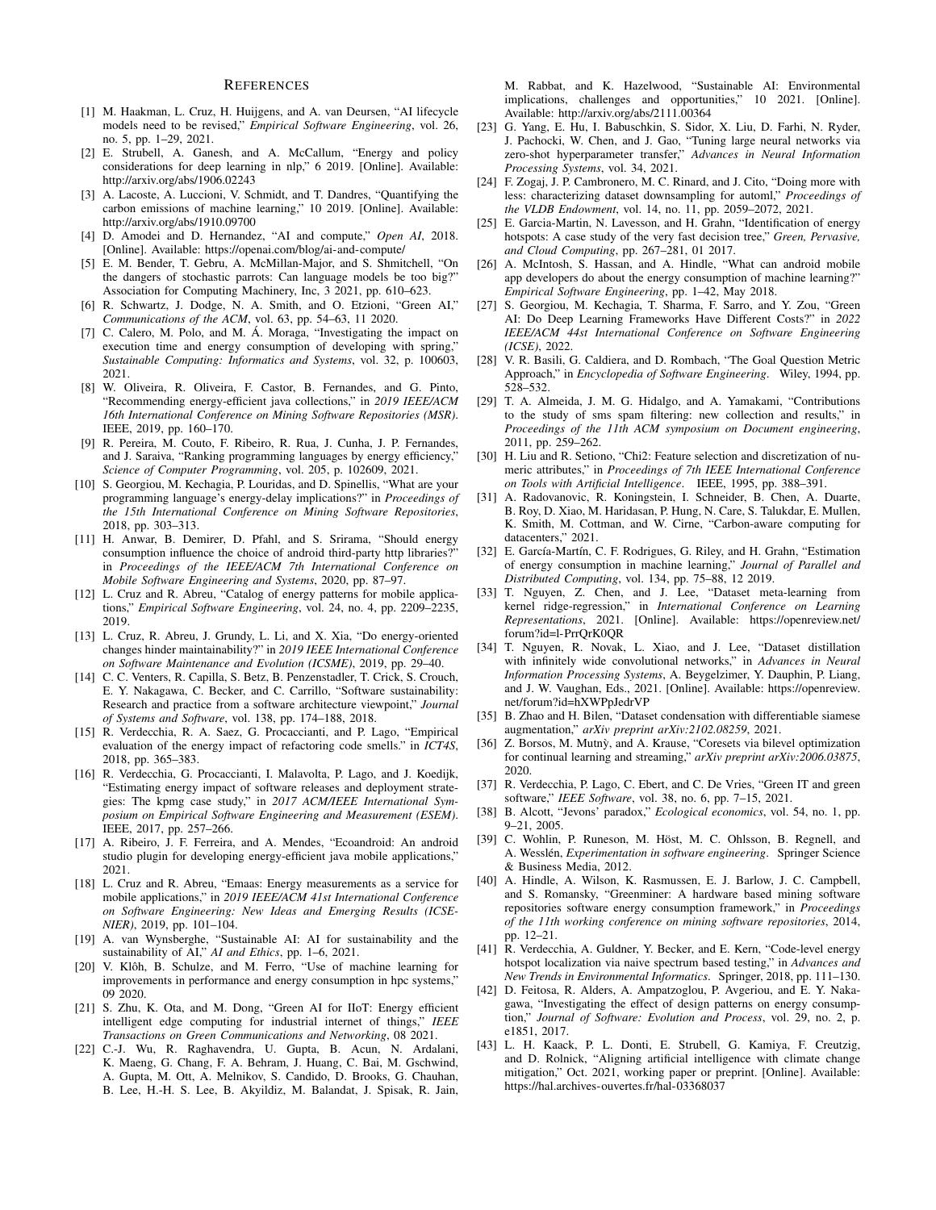## REFERENCES

[1] M. Haakman, L. Cruz, H. Huijgens, and A. van Deursen, "AI lifecycle models need to be revised," *Empirical Software Engineering*, vol. 26, no. 5, pp. 1–29, 2021.

[2] E. Strubell, A. Ganesh, and A. McCallum, "Energy and policy considerations for deep learning in nlp," 6 2019. [Online]. Available: http://arxiv.org/abs/1906.02243

[3] A. Lacoste, A. Luccioni, V. Schmidt, and T. Dandres, "Quantifying the carbon emissions of machine learning," 10 2019. [Online]. Available: http://arxiv.org/abs/1910.09700

[4] D. Amodei and D. Hernandez, "AI and compute," *Open AI*, 2018. [Online]. Available: https://openai.com/blog/ai-and-compute/

[5] E. M. Bender, T. Gebru, A. McMillan-Major, and S. Shmitchell, "On the dangers of stochastic parrots: Can language models be too big?" Association for Computing Machinery, Inc, 3 2021, pp. 610–623.

[6] R. Schwartz, J. Dodge, N. A. Smith, and O. Etzioni, "Green AI," *Communications of the ACM*, vol. 63, pp. 54–63, 11 2020.

[7] C. Calero, M. Polo, and M. Á. Moraga, "Investigating the impact on execution time and energy consumption of developing with spring," *Sustainable Computing: Informatics and Systems*, vol. 32, p. 100603, 2021.

[8] W. Oliveira, R. Oliveira, F. Castor, B. Fernandes, and G. Pinto, "Recommending energy-efficient java collections," in *2019 IEEE/ACM 16th International Conference on Mining Software Repositories (MSR)*. IEEE, 2019, pp. 160–170.

[9] R. Pereira, M. Couto, F. Ribeiro, R. Rua, J. Cunha, J. P. Fernandes, and J. Saraiva, "Ranking programming languages by energy efficiency," *Science of Computer Programming*, vol. 205, p. 102609, 2021.

[10] S. Georgiou, M. Kechagia, P. Louridas, and D. Spinellis, "What are your programming language's energy-delay implications?" in *Proceedings of the 15th International Conference on Mining Software Repositories*, 2018, pp. 303–313.

[11] H. Anwar, B. Demirer, D. Pfahl, and S. Srirama, "Should energy consumption influence the choice of android third-party http libraries?" in *Proceedings of the IEEE/ACM 7th International Conference on Mobile Software Engineering and Systems*, 2020, pp. 87–97.

[12] L. Cruz and R. Abreu, "Catalog of energy patterns for mobile applications," *Empirical Software Engineering*, vol. 24, no. 4, pp. 2209–2235, 2019.

[13] L. Cruz, R. Abreu, J. Grundy, L. Li, and X. Xia, "Do energy-oriented changes hinder maintainability?" in *2019 IEEE International Conference on Software Maintenance and Evolution (ICSME)*, 2019, pp. 29–40.

[14] C. C. Venters, R. Capilla, S. Betz, B. Penzenstadler, T. Crick, S. Crouch, E. Y. Nakagawa, C. Becker, and C. Carrillo, "Software sustainability: Research and practice from a software architecture viewpoint," *Journal of Systems and Software*, vol. 138, pp. 174–188, 2018.

[15] R. Verdecchia, R. A. Saez, G. Procaccianti, and P. Lago, "Empirical evaluation of the energy impact of refactoring code smells." in *ICT4S*, 2018, pp. 365–383.

[16] R. Verdecchia, G. Procaccianti, I. Malavolta, P. Lago, and J. Koedijk, "Estimating energy impact of software releases and deployment strategies: The kpmg case study," in *2017 ACM/IEEE International Symposium on Empirical Software Engineering and Measurement (ESEM)*. IEEE, 2017, pp. 257–266.

[17] A. Ribeiro, J. F. Ferreira, and A. Mendes, "Ecoandroid: An android studio plugin for developing energy-efficient java mobile applications," 2021.

[18] L. Cruz and R. Abreu, "Emaas: Energy measurements as a service for mobile applications," in *2019 IEEE/ACM 41st International Conference on Software Engineering: New Ideas and Emerging Results (ICSE-NIER)*, 2019, pp. 101–104.

[19] A. van Wynsberghe, "Sustainable AI: AI for sustainability and the sustainability of AI," *AI and Ethics*, pp. 1–6, 2021.

[20] V. Klôh, B. Schulze, and M. Ferro, "Use of machine learning for improvements in performance and energy consumption in hpc systems," 09 2020.

[21] S. Zhu, K. Ota, and M. Dong, "Green AI for IIoT: Energy efficient intelligent edge computing for industrial internet of things," *IEEE Transactions on Green Communications and Networking*, 08 2021.

[22] C.-J. Wu, R. Raghavendra, U. Gupta, B. Acun, N. Ardalani, K. Maeng, G. Chang, F. A. Behram, J. Huang, C. Bai, M. Gschwind, A. Gupta, M. Ott, A. Melnikov, S. Candido, D. Brooks, G. Chauhan, B. Lee, H.-H. S. Lee, B. Akyildiz, M. Balandat, J. Spisak, R. Jain, M. Rabbat, and K. Hazelwood, "Sustainable AI: Environmental implications, challenges and opportunities," 10 2021. [Online]. Available: http://arxiv.org/abs/2111.00364

[23] G. Yang, E. Hu, I. Babuschkin, S. Sidor, X. Liu, D. Farhi, N. Ryder, J. Pachocki, W. Chen, and J. Gao, "Tuning large neural networks via zero-shot hyperparameter transfer," *Advances in Neural Information Processing Systems*, vol. 34, 2021.

[24] F. Zogaj, J. P. Cambronero, M. C. Rinard, and J. Cito, "Doing more with less: characterizing dataset downsampling for automl," *Proceedings of the VLDB Endowment*, vol. 14, no. 11, pp. 2059–2072, 2021.

[25] E. Garcia-Martin, N. Lavesson, and H. Grahn, "Identification of energy hotspots: A case study of the very fast decision tree," *Green, Pervasive, and Cloud Computing*, pp. 267–281, 01 2017.

[26] A. McIntosh, S. Hassan, and A. Hindle, "What can android mobile app developers do about the energy consumption of machine learning?" *Empirical Software Engineering*, pp. 1–42, May 2018.

[27] S. Georgiou, M. Kechagia, T. Sharma, F. Sarro, and Y. Zou, "Green AI: Do Deep Learning Frameworks Have Different Costs?" in *2022 IEEE/ACM 44st International Conference on Software Engineering (ICSE)*, 2022.

[28] V. R. Basili, G. Caldiera, and D. Rombach, "The Goal Question Metric Approach," in *Encyclopedia of Software Engineering*. Wiley, 1994, pp. 528–532.

[29] T. A. Almeida, J. M. G. Hidalgo, and A. Yamakami, "Contributions to the study of sms spam filtering: new collection and results," in *Proceedings of the 11th ACM symposium on Document engineering*, 2011, pp. 259–262.

[30] H. Liu and R. Setiono, "Chi2: Feature selection and discretization of numeric attributes," in *Proceedings of 7th IEEE International Conference on Tools with Artificial Intelligence*. IEEE, 1995, pp. 388–391.

[31] A. Radovanovic, R. Koningstein, I. Schneider, B. Chen, A. Duarte, B. Roy, D. Xiao, M. Haridasan, P. Hung, N. Care, S. Talukdar, E. Mullen, K. Smith, M. Cottman, and W. Cirne, "Carbon-aware computing for datacenters," 2021.

[32] E. García-Martín, C. F. Rodrigues, G. Riley, and H. Grahn, "Estimation of energy consumption in machine learning," *Journal of Parallel and Distributed Computing*, vol. 134, pp. 75–88, 12 2019.

[33] T. Nguyen, Z. Chen, and J. Lee, "Dataset meta-learning from kernel ridge-regression," in *International Conference on Learning Representations*, 2021. [Online]. Available: https://openreview.net/forum?id=l-PrrQrK0QR

[34] T. Nguyen, R. Novak, L. Xiao, and J. Lee, "Dataset distillation with infinitely wide convolutional networks," in *Advances in Neural Information Processing Systems*, A. Beygelzimer, Y. Dauphin, P. Liang, and J. W. Vaughan, Eds., 2021. [Online]. Available: https://openreview.net/forum?id=hXWPpJedrVP

[35] B. Zhao and H. Bilen, "Dataset condensation with differentiable siamese augmentation," *arXiv preprint arXiv:2102.08259*, 2021.

[36] Z. Borsos, M. Mutnỳ, and A. Krause, "Coresets via bilevel optimization for continual learning and streaming," *arXiv preprint arXiv:2006.03875*, 2020.

[37] R. Verdecchia, P. Lago, C. Ebert, and C. De Vries, "Green IT and green software," *IEEE Software*, vol. 38, no. 6, pp. 7–15, 2021.

[38] B. Alcott, "Jevons' paradox," *Ecological economics*, vol. 54, no. 1, pp. 9–21, 2005.

[39] C. Wohlin, P. Runeson, M. Höst, M. C. Ohlsson, B. Regnell, and A. Wesslén, *Experimentation in software engineering*. Springer Science & Business Media, 2012.

[40] A. Hindle, A. Wilson, K. Rasmussen, E. J. Barlow, J. C. Campbell, and S. Romansky, "Greenminer: A hardware based mining software repositories software energy consumption framework," in *Proceedings of the 11th working conference on mining software repositories*, 2014, pp. 12–21.

[41] R. Verdecchia, A. Guldner, Y. Becker, and E. Kern, "Code-level energy hotspot localization via naive spectrum based testing," in *Advances and New Trends in Environmental Informatics*. Springer, 2018, pp. 111–130.

[42] D. Feitosa, R. Alders, A. Ampatzoglou, P. Avgeriou, and E. Y. Nakagawa, "Investigating the effect of design patterns on energy consumption," *Journal of Software: Evolution and Process*, vol. 29, no. 2, p. e1851, 2017.

[43] L. H. Kaack, P. L. Donti, E. Strubell, G. Kamiya, F. Creutzig, and D. Rolnick, "Aligning artificial intelligence with climate change mitigation," Oct. 2021, working paper or preprint. [Online]. Available: https://hal.archives-ouvertes.fr/hal-03368037